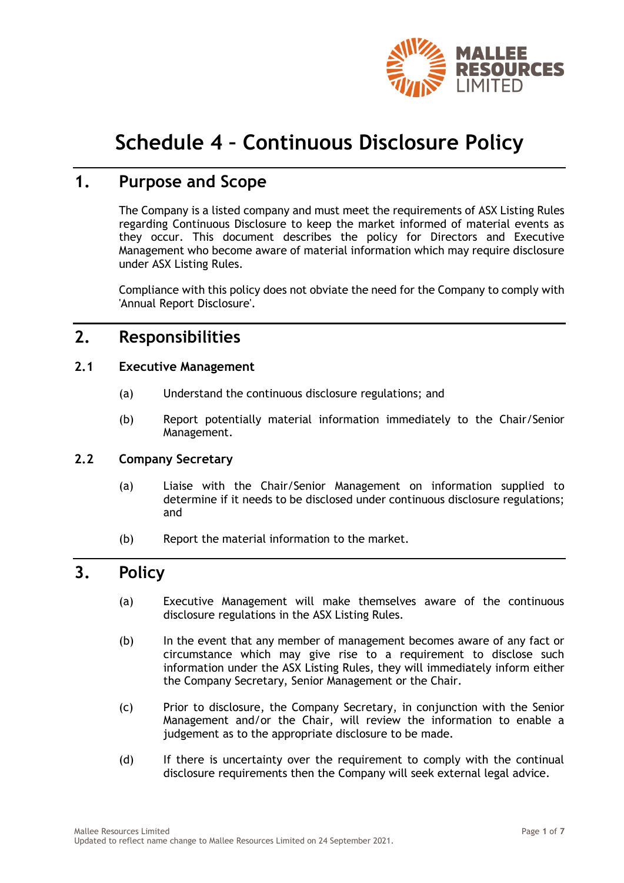# Schedule 4 – Continuous Disclosure Policy

## 1. Purpose and Scope

The Company is a listed company and must meet the requirements of ASX Listing Rules regarding Continuous Disclosure to keep the market informed of material events as they occur. This document describes the policy for Directors and Executive Management who become aware of material information which may require disclosure under ASX Listing Rules.

Compliance with this policy does not obviate the need for the Company to comply with 'Annual Report Disclosure'.

## 2. Responsibilities

### 2.1 Executive Management

(a) Understand the continuous disclosure regulations; and

(b) Report potentially material information immediately to the Chair/Senior Management.

### 2.2 Company Secretary

(a) Liaise with the Chair/Senior Management on information supplied to determine if it needs to be disclosed under continuous disclosure regulations; and

(b) Report the material information to the market.

## 3. Policy

(a) Executive Management will make themselves aware of the continuous disclosure regulations in the ASX Listing Rules.

(b) In the event that any member of management becomes aware of any fact or circumstance which may give rise to a requirement to disclose such information under the ASX Listing Rules, they will immediately inform either the Company Secretary, Senior Management or the Chair.

(c) Prior to disclosure, the Company Secretary, in conjunction with the Senior Management and/or the Chair, will review the information to enable a judgement as to the appropriate disclosure to be made.

(d) If there is uncertainty over the requirement to comply with the continual disclosure requirements then the Company will seek external legal advice.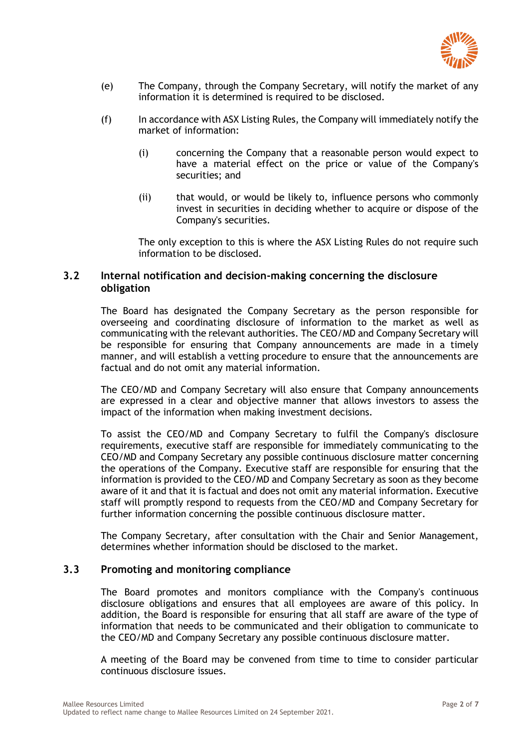(e) The Company, through the Company Secretary, will notify the market of any information it is determined is required to be disclosed.

(f) In accordance with ASX Listing Rules, the Company will immediately notify the market of information:

(i) concerning the Company that a reasonable person would expect to have a material effect on the price or value of the Company's securities; and

(ii) that would, or would be likely to, influence persons who commonly invest in securities in deciding whether to acquire or dispose of the Company's securities.

The only exception to this is where the ASX Listing Rules do not require such information to be disclosed.

## 3.2 Internal notification and decision-making concerning the disclosure obligation

The Board has designated the Company Secretary as the person responsible for overseeing and coordinating disclosure of information to the market as well as communicating with the relevant authorities. The CEO/MD and Company Secretary will be responsible for ensuring that Company announcements are made in a timely manner, and will establish a vetting procedure to ensure that the announcements are factual and do not omit any material information.

The CEO/MD and Company Secretary will also ensure that Company announcements are expressed in a clear and objective manner that allows investors to assess the impact of the information when making investment decisions.

To assist the CEO/MD and Company Secretary to fulfil the Company's disclosure requirements, executive staff are responsible for immediately communicating to the CEO/MD and Company Secretary any possible continuous disclosure matter concerning the operations of the Company. Executive staff are responsible for ensuring that the information is provided to the CEO/MD and Company Secretary as soon as they become aware of it and that it is factual and does not omit any material information. Executive staff will promptly respond to requests from the CEO/MD and Company Secretary for further information concerning the possible continuous disclosure matter.

The Company Secretary, after consultation with the Chair and Senior Management, determines whether information should be disclosed to the market.

## 3.3 Promoting and monitoring compliance

The Board promotes and monitors compliance with the Company's continuous disclosure obligations and ensures that all employees are aware of this policy. In addition, the Board is responsible for ensuring that all staff are aware of the type of information that needs to be communicated and their obligation to communicate to the CEO/MD and Company Secretary any possible continuous disclosure matter.

A meeting of the Board may be convened from time to time to consider particular continuous disclosure issues.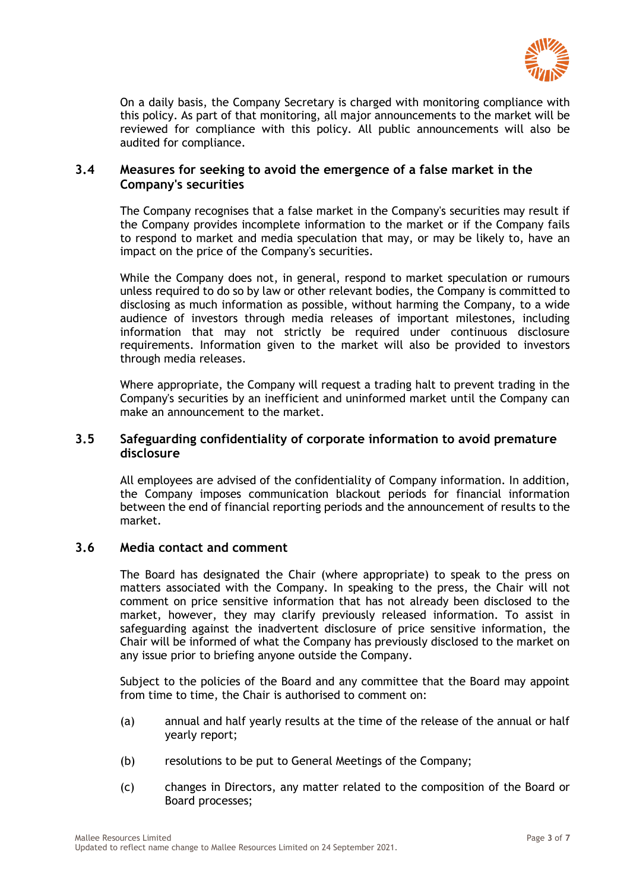On a daily basis, the Company Secretary is charged with monitoring compliance with this policy. As part of that monitoring, all major announcements to the market will be reviewed for compliance with this policy. All public announcements will also be audited for compliance.

### 3.4 Measures for seeking to avoid the emergence of a false market in the Company's securities

The Company recognises that a false market in the Company's securities may result if the Company provides incomplete information to the market or if the Company fails to respond to market and media speculation that may, or may be likely to, have an impact on the price of the Company's securities.

While the Company does not, in general, respond to market speculation or rumours unless required to do so by law or other relevant bodies, the Company is committed to disclosing as much information as possible, without harming the Company, to a wide audience of investors through media releases of important milestones, including information that may not strictly be required under continuous disclosure requirements. Information given to the market will also be provided to investors through media releases.

Where appropriate, the Company will request a trading halt to prevent trading in the Company's securities by an inefficient and uninformed market until the Company can make an announcement to the market.

### 3.5 Safeguarding confidentiality of corporate information to avoid premature disclosure

All employees are advised of the confidentiality of Company information. In addition, the Company imposes communication blackout periods for financial information between the end of financial reporting periods and the announcement of results to the market.

### 3.6 Media contact and comment

The Board has designated the Chair (where appropriate) to speak to the press on matters associated with the Company. In speaking to the press, the Chair will not comment on price sensitive information that has not already been disclosed to the market, however, they may clarify previously released information. To assist in safeguarding against the inadvertent disclosure of price sensitive information, the Chair will be informed of what the Company has previously disclosed to the market on any issue prior to briefing anyone outside the Company.

Subject to the policies of the Board and any committee that the Board may appoint from time to time, the Chair is authorised to comment on:

(a) annual and half yearly results at the time of the release of the annual or half yearly report;

(b) resolutions to be put to General Meetings of the Company;

(c) changes in Directors, any matter related to the composition of the Board or Board processes;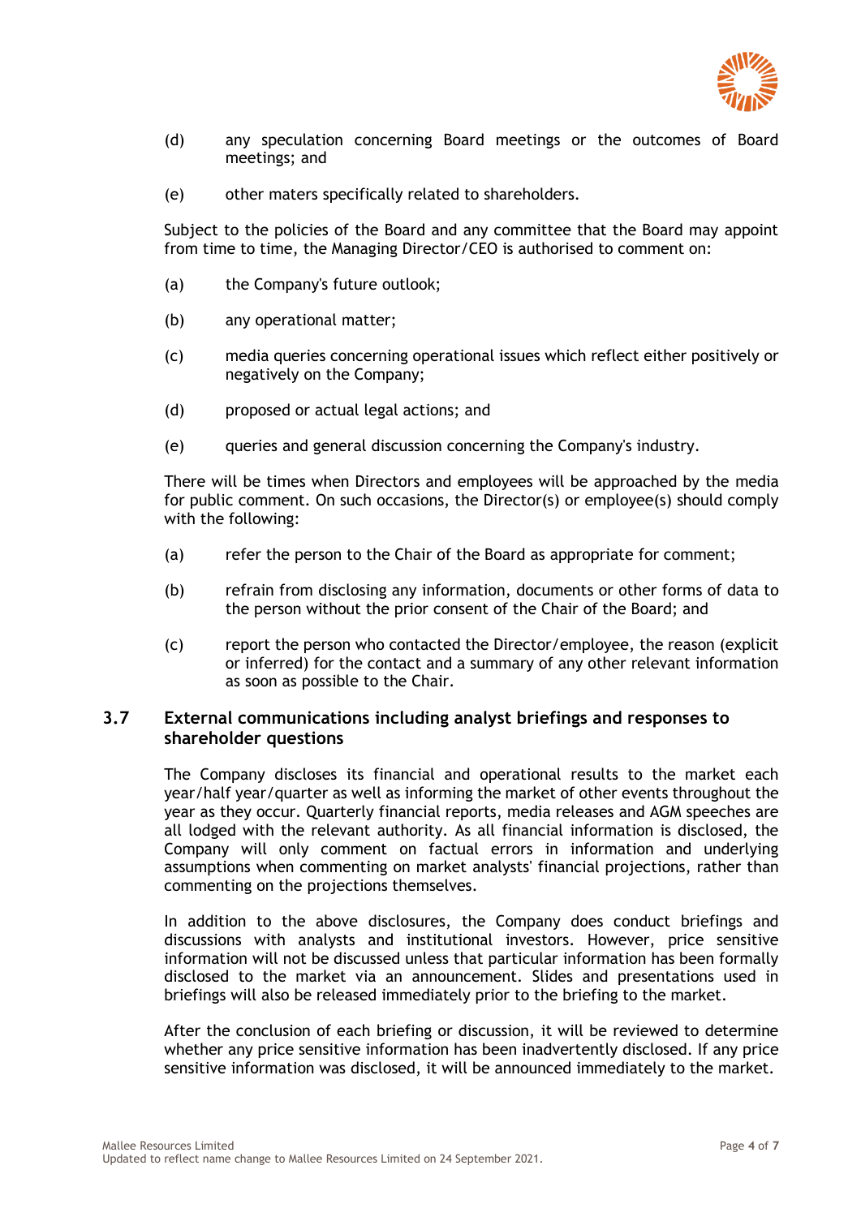(d) any speculation concerning Board meetings or the outcomes of Board meetings; and

(e) other maters specifically related to shareholders.

Subject to the policies of the Board and any committee that the Board may appoint from time to time, the Managing Director/CEO is authorised to comment on:

(a) the Company's future outlook;

(b) any operational matter;

(c) media queries concerning operational issues which reflect either positively or negatively on the Company;

(d) proposed or actual legal actions; and

(e) queries and general discussion concerning the Company's industry.

There will be times when Directors and employees will be approached by the media for public comment. On such occasions, the Director(s) or employee(s) should comply with the following:

(a) refer the person to the Chair of the Board as appropriate for comment;

(b) refrain from disclosing any information, documents or other forms of data to the person without the prior consent of the Chair of the Board; and

(c) report the person who contacted the Director/employee, the reason (explicit or inferred) for the contact and a summary of any other relevant information as soon as possible to the Chair.

### 3.7 External communications including analyst briefings and responses to shareholder questions

The Company discloses its financial and operational results to the market each year/half year/quarter as well as informing the market of other events throughout the year as they occur. Quarterly financial reports, media releases and AGM speeches are all lodged with the relevant authority. As all financial information is disclosed, the Company will only comment on factual errors in information and underlying assumptions when commenting on market analysts' financial projections, rather than commenting on the projections themselves.

In addition to the above disclosures, the Company does conduct briefings and discussions with analysts and institutional investors. However, price sensitive information will not be discussed unless that particular information has been formally disclosed to the market via an announcement. Slides and presentations used in briefings will also be released immediately prior to the briefing to the market.

After the conclusion of each briefing or discussion, it will be reviewed to determine whether any price sensitive information has been inadvertently disclosed. If any price sensitive information was disclosed, it will be announced immediately to the market.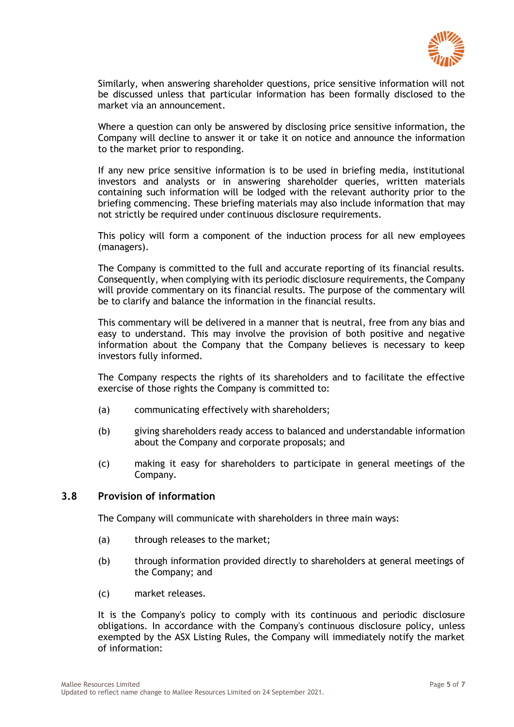Similarly, when answering shareholder questions, price sensitive information will not be discussed unless that particular information has been formally disclosed to the market via an announcement.

Where a question can only be answered by disclosing price sensitive information, the Company will decline to answer it or take it on notice and announce the information to the market prior to responding.

If any new price sensitive information is to be used in briefing media, institutional investors and analysts or in answering shareholder queries, written materials containing such information will be lodged with the relevant authority prior to the briefing commencing. These briefing materials may also include information that may not strictly be required under continuous disclosure requirements.

This policy will form a component of the induction process for all new employees (managers).

The Company is committed to the full and accurate reporting of its financial results. Consequently, when complying with its periodic disclosure requirements, the Company will provide commentary on its financial results. The purpose of the commentary will be to clarify and balance the information in the financial results.

This commentary will be delivered in a manner that is neutral, free from any bias and easy to understand. This may involve the provision of both positive and negative information about the Company that the Company believes is necessary to keep investors fully informed.

The Company respects the rights of its shareholders and to facilitate the effective exercise of those rights the Company is committed to:

(a) communicating effectively with shareholders;

(b) giving shareholders ready access to balanced and understandable information about the Company and corporate proposals; and

(c) making it easy for shareholders to participate in general meetings of the Company.

## 3.8 Provision of information

The Company will communicate with shareholders in three main ways:

(a) through releases to the market;

(b) through information provided directly to shareholders at general meetings of the Company; and

(c) market releases.

It is the Company's policy to comply with its continuous and periodic disclosure obligations. In accordance with the Company's continuous disclosure policy, unless exempted by the ASX Listing Rules, the Company will immediately notify the market of information: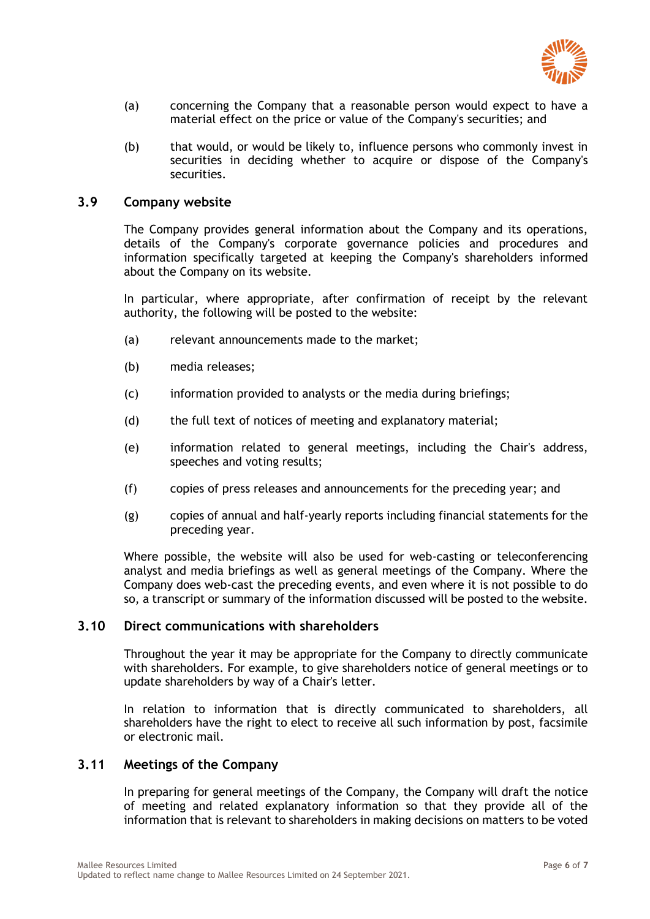(a) concerning the Company that a reasonable person would expect to have a material effect on the price or value of the Company's securities; and

(b) that would, or would be likely to, influence persons who commonly invest in securities in deciding whether to acquire or dispose of the Company's securities.

### 3.9 Company website

The Company provides general information about the Company and its operations, details of the Company's corporate governance policies and procedures and information specifically targeted at keeping the Company's shareholders informed about the Company on its website.

In particular, where appropriate, after confirmation of receipt by the relevant authority, the following will be posted to the website:

(a) relevant announcements made to the market;

(b) media releases;

(c) information provided to analysts or the media during briefings;

(d) the full text of notices of meeting and explanatory material;

(e) information related to general meetings, including the Chair's address, speeches and voting results;

(f) copies of press releases and announcements for the preceding year; and

(g) copies of annual and half-yearly reports including financial statements for the preceding year.

Where possible, the website will also be used for web-casting or teleconferencing analyst and media briefings as well as general meetings of the Company. Where the Company does web-cast the preceding events, and even where it is not possible to do so, a transcript or summary of the information discussed will be posted to the website.

### 3.10 Direct communications with shareholders

Throughout the year it may be appropriate for the Company to directly communicate with shareholders. For example, to give shareholders notice of general meetings or to update shareholders by way of a Chair's letter.

In relation to information that is directly communicated to shareholders, all shareholders have the right to elect to receive all such information by post, facsimile or electronic mail.

### 3.11 Meetings of the Company

In preparing for general meetings of the Company, the Company will draft the notice of meeting and related explanatory information so that they provide all of the information that is relevant to shareholders in making decisions on matters to be voted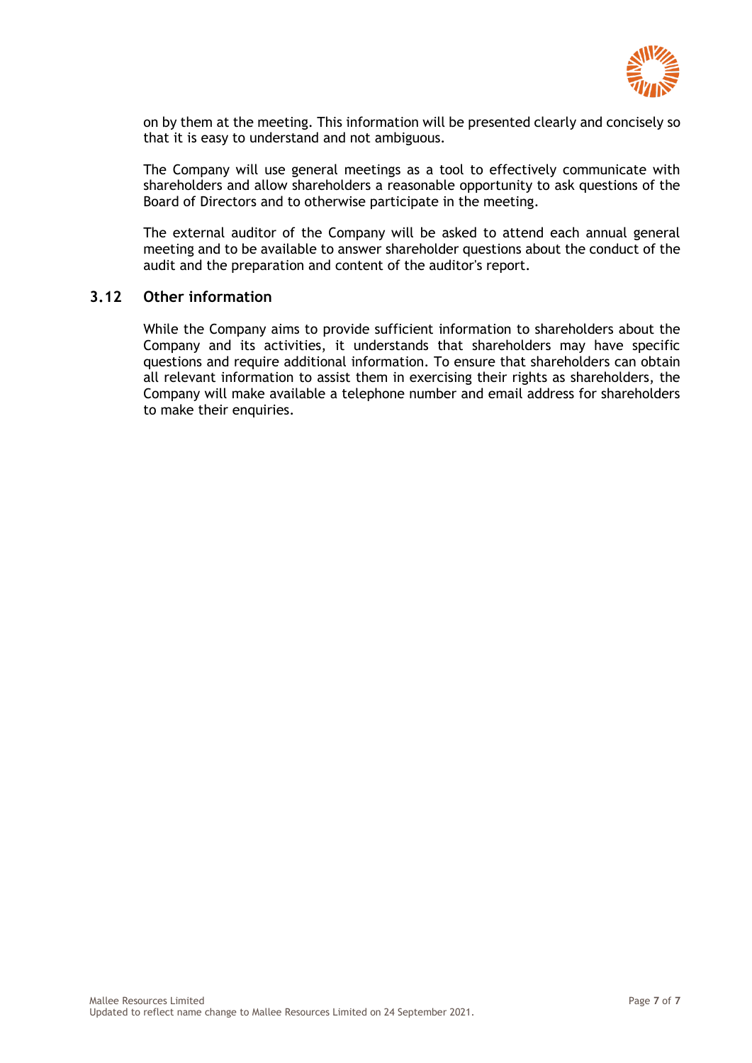on by them at the meeting. This information will be presented clearly and concisely so that it is easy to understand and not ambiguous.

The Company will use general meetings as a tool to effectively communicate with shareholders and allow shareholders a reasonable opportunity to ask questions of the Board of Directors and to otherwise participate in the meeting.

The external auditor of the Company will be asked to attend each annual general meeting and to be available to answer shareholder questions about the conduct of the audit and the preparation and content of the auditor's report.

### 3.12 Other information

While the Company aims to provide sufficient information to shareholders about the Company and its activities, it understands that shareholders may have specific questions and require additional information. To ensure that shareholders can obtain all relevant information to assist them in exercising their rights as shareholders, the Company will make available a telephone number and email address for shareholders to make their enquiries.